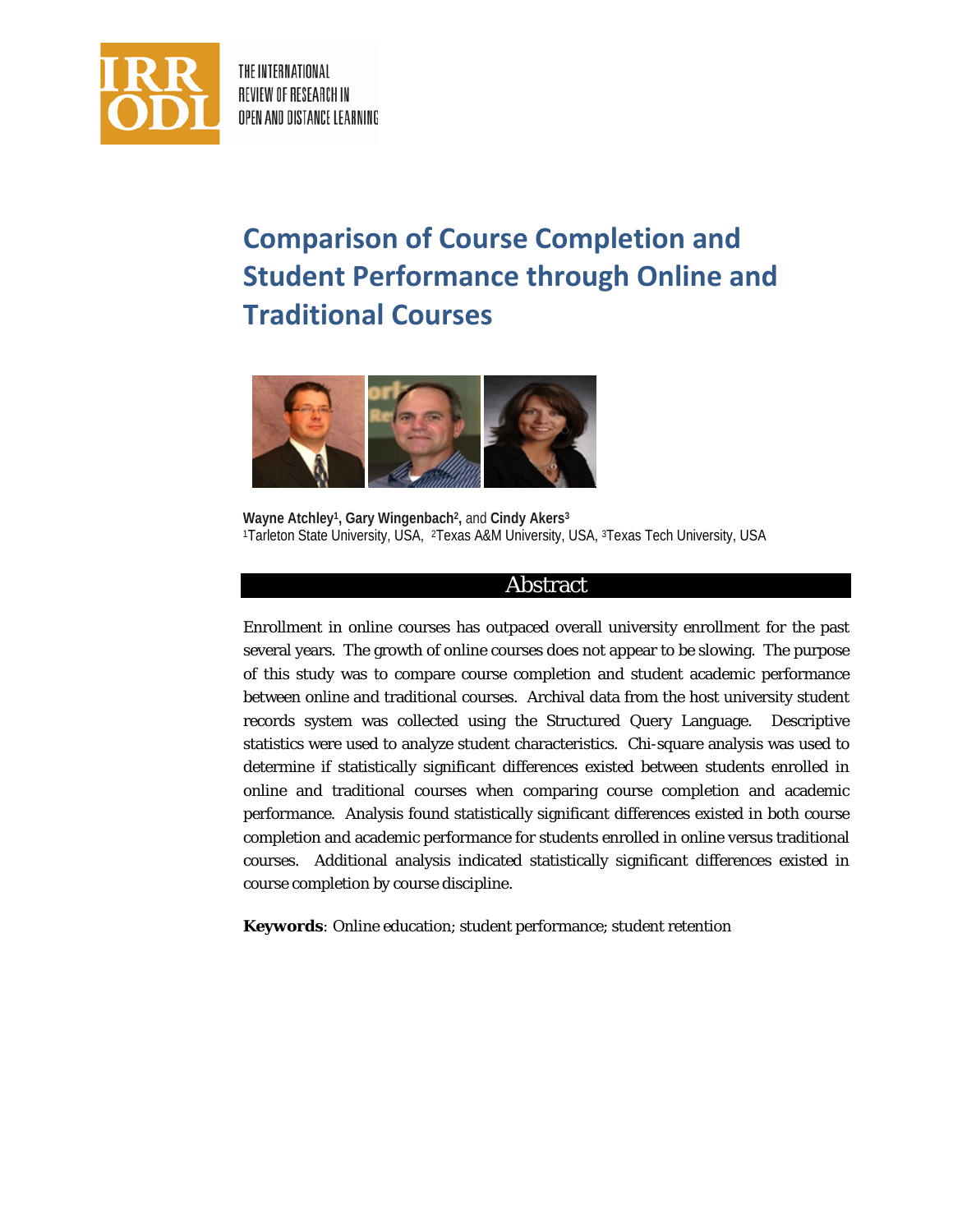# Comparison of Course Completion and Student Performance through Online and Traditional Courses

**Wayne Atchley**[1]**, Gary Wingenbach**[2]**,** and **Cindy Akers**[3]
[1]Tarleton State University, USA, [2]Texas A&M University, USA, [3]Texas Tech University, USA

## Abstract

Enrollment in online courses has outpaced overall university enrollment for the past several years. The growth of online courses does not appear to be slowing. The purpose of this study was to compare course completion and student academic performance between online and traditional courses. Archival data from the host university student records system was collected using the Structured Query Language. Descriptive statistics were used to analyze student characteristics. Chi-square analysis was used to determine if statistically significant differences existed between students enrolled in online and traditional courses when comparing course completion and academic performance. Analysis found statistically significant differences existed in both course completion and academic performance for students enrolled in online versus traditional courses. Additional analysis indicated statistically significant differences existed in course completion by course discipline.

**Keywords**: Online education; student performance; student retention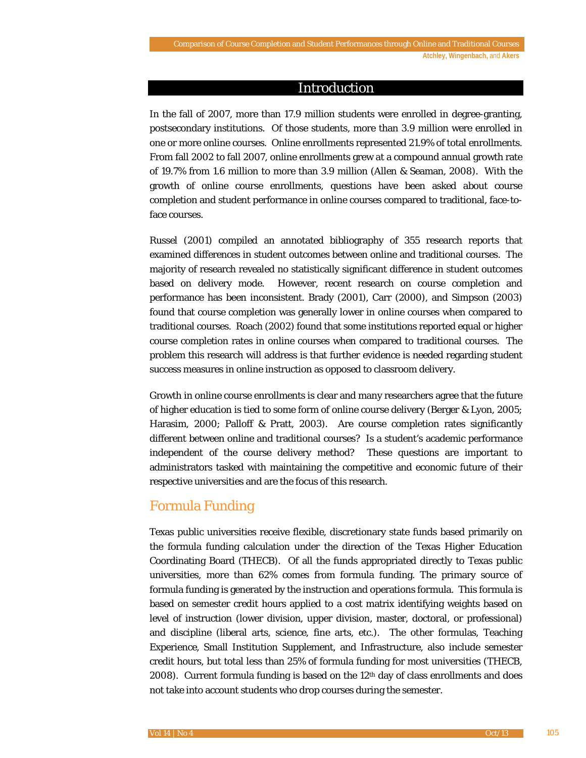## Introduction

In the fall of 2007, more than 17.9 million students were enrolled in degree-granting, postsecondary institutions. Of those students, more than 3.9 million were enrolled in one or more online courses. Online enrollments represented 21.9% of total enrollments. From fall 2002 to fall 2007, online enrollments grew at a compound annual growth rate of 19.7% from 1.6 million to more than 3.9 million (Allen & Seaman, 2008). With the growth of online course enrollments, questions have been asked about course completion and student performance in online courses compared to traditional, face-to-face courses.

Russel (2001) compiled an annotated bibliography of 355 research reports that examined differences in student outcomes between online and traditional courses. The majority of research revealed no statistically significant difference in student outcomes based on delivery mode. However, recent research on course completion and performance has been inconsistent. Brady (2001), Carr (2000), and Simpson (2003) found that course completion was generally lower in online courses when compared to traditional courses. Roach (2002) found that some institutions reported equal or higher course completion rates in online courses when compared to traditional courses. The problem this research will address is that further evidence is needed regarding student success measures in online instruction as opposed to classroom delivery.

Growth in online course enrollments is clear and many researchers agree that the future of higher education is tied to some form of online course delivery (Berger & Lyon, 2005; Harasim, 2000; Palloff & Pratt, 2003). Are course completion rates significantly different between online and traditional courses? Is a student's academic performance independent of the course delivery method? These questions are important to administrators tasked with maintaining the competitive and economic future of their respective universities and are the focus of this research.

### Formula Funding

Texas public universities receive flexible, discretionary state funds based primarily on the formula funding calculation under the direction of the Texas Higher Education Coordinating Board (THECB). Of all the funds appropriated directly to Texas public universities, more than 62% comes from formula funding. The primary source of formula funding is generated by the instruction and operations formula. This formula is based on semester credit hours applied to a cost matrix identifying weights based on level of instruction (lower division, upper division, master, doctoral, or professional) and discipline (liberal arts, science, fine arts, etc.). The other formulas, Teaching Experience, Small Institution Supplement, and Infrastructure, also include semester credit hours, but total less than 25% of formula funding for most universities (THECB, 2008). Current formula funding is based on the 12th day of class enrollments and does not take into account students who drop courses during the semester.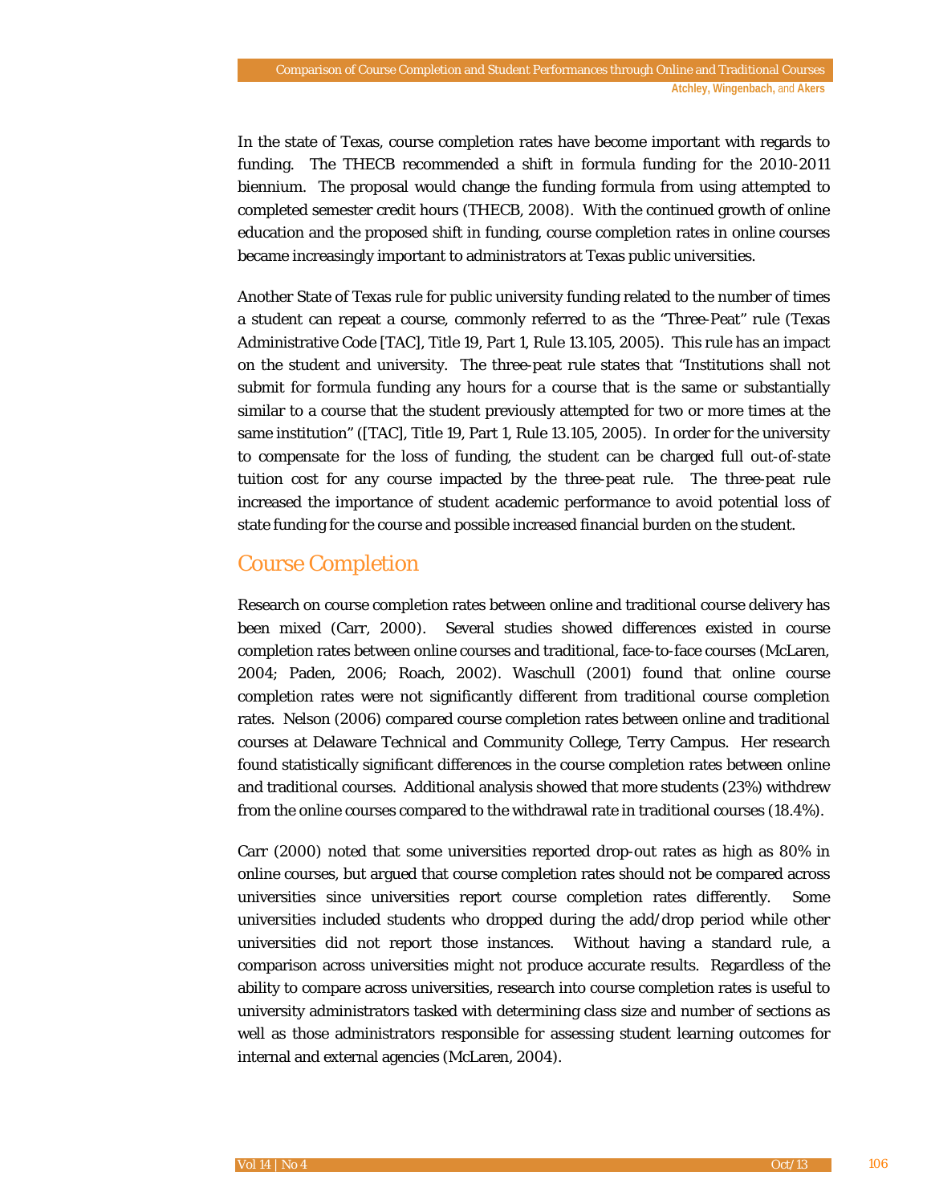In the state of Texas, course completion rates have become important with regards to funding. The THECB recommended a shift in formula funding for the 2010-2011 biennium. The proposal would change the funding formula from using attempted to completed semester credit hours (THECB, 2008). With the continued growth of online education and the proposed shift in funding, course completion rates in online courses became increasingly important to administrators at Texas public universities.

Another State of Texas rule for public university funding related to the number of times a student can repeat a course, commonly referred to as the "Three-Peat" rule (Texas Administrative Code [TAC], Title 19, Part 1, Rule 13.105, 2005). This rule has an impact on the student and university. The three-peat rule states that "Institutions shall not submit for formula funding any hours for a course that is the same or substantially similar to a course that the student previously attempted for two or more times at the same institution" ([TAC], Title 19, Part 1, Rule 13.105, 2005). In order for the university to compensate for the loss of funding, the student can be charged full out-of-state tuition cost for any course impacted by the three-peat rule. The three-peat rule increased the importance of student academic performance to avoid potential loss of state funding for the course and possible increased financial burden on the student.

## Course Completion

Research on course completion rates between online and traditional course delivery has been mixed (Carr, 2000). Several studies showed differences existed in course completion rates between online courses and traditional, face-to-face courses (McLaren, 2004; Paden, 2006; Roach, 2002). Waschull (2001) found that online course completion rates were not significantly different from traditional course completion rates. Nelson (2006) compared course completion rates between online and traditional courses at Delaware Technical and Community College, Terry Campus. Her research found statistically significant differences in the course completion rates between online and traditional courses. Additional analysis showed that more students (23%) withdrew from the online courses compared to the withdrawal rate in traditional courses (18.4%).

Carr (2000) noted that some universities reported drop-out rates as high as 80% in online courses, but argued that course completion rates should not be compared across universities since universities report course completion rates differently. Some universities included students who dropped during the add/drop period while other universities did not report those instances. Without having a standard rule, a comparison across universities might not produce accurate results. Regardless of the ability to compare across universities, research into course completion rates is useful to university administrators tasked with determining class size and number of sections as well as those administrators responsible for assessing student learning outcomes for internal and external agencies (McLaren, 2004).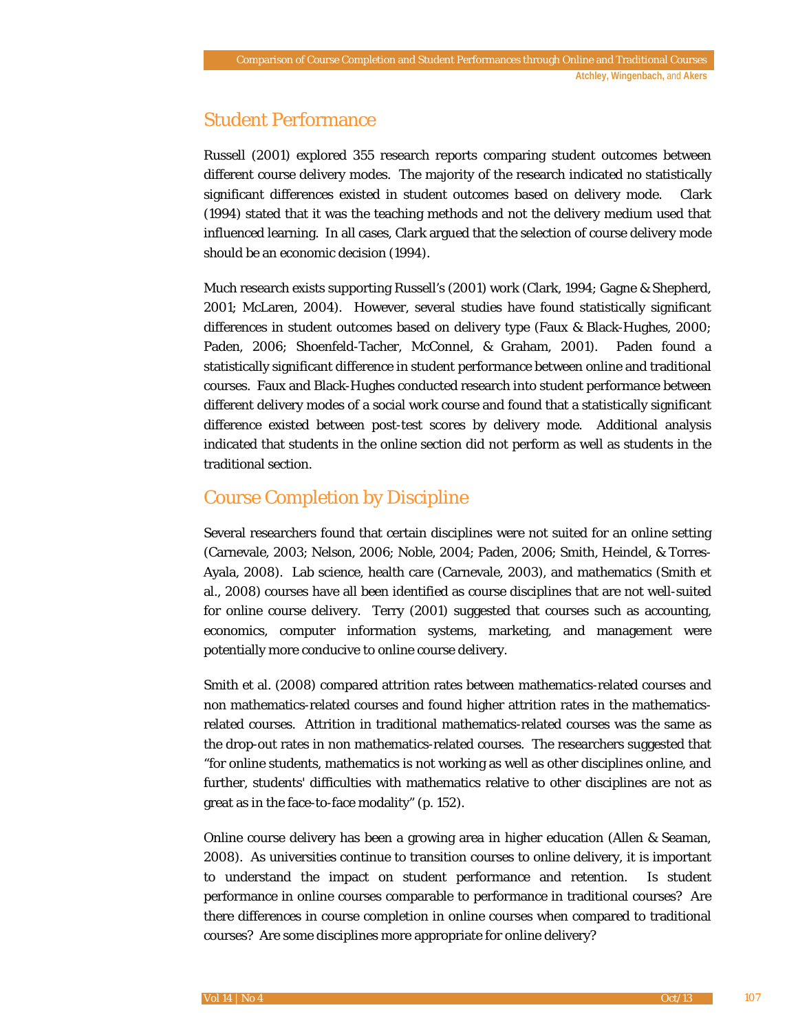## Student Performance

Russell (2001) explored 355 research reports comparing student outcomes between different course delivery modes. The majority of the research indicated no statistically significant differences existed in student outcomes based on delivery mode. Clark (1994) stated that it was the teaching methods and not the delivery medium used that influenced learning. In all cases, Clark argued that the selection of course delivery mode should be an economic decision (1994).

Much research exists supporting Russell's (2001) work (Clark, 1994; Gagne & Shepherd, 2001; McLaren, 2004). However, several studies have found statistically significant differences in student outcomes based on delivery type (Faux & Black-Hughes, 2000; Paden, 2006; Shoenfeld-Tacher, McConnel, & Graham, 2001). Paden found a statistically significant difference in student performance between online and traditional courses. Faux and Black-Hughes conducted research into student performance between different delivery modes of a social work course and found that a statistically significant difference existed between post-test scores by delivery mode. Additional analysis indicated that students in the online section did not perform as well as students in the traditional section.

## Course Completion by Discipline

Several researchers found that certain disciplines were not suited for an online setting (Carnevale, 2003; Nelson, 2006; Noble, 2004; Paden, 2006; Smith, Heindel, & Torres-Ayala, 2008). Lab science, health care (Carnevale, 2003), and mathematics (Smith et al., 2008) courses have all been identified as course disciplines that are not well-suited for online course delivery. Terry (2001) suggested that courses such as accounting, economics, computer information systems, marketing, and management were potentially more conducive to online course delivery.

Smith et al. (2008) compared attrition rates between mathematics-related courses and non mathematics-related courses and found higher attrition rates in the mathematics-related courses. Attrition in traditional mathematics-related courses was the same as the drop-out rates in non mathematics-related courses. The researchers suggested that "for online students, mathematics is not working as well as other disciplines online, and further, students' difficulties with mathematics relative to other disciplines are not as great as in the face-to-face modality" (p. 152).

Online course delivery has been a growing area in higher education (Allen & Seaman, 2008). As universities continue to transition courses to online delivery, it is important to understand the impact on student performance and retention. Is student performance in online courses comparable to performance in traditional courses? Are there differences in course completion in online courses when compared to traditional courses? Are some disciplines more appropriate for online delivery?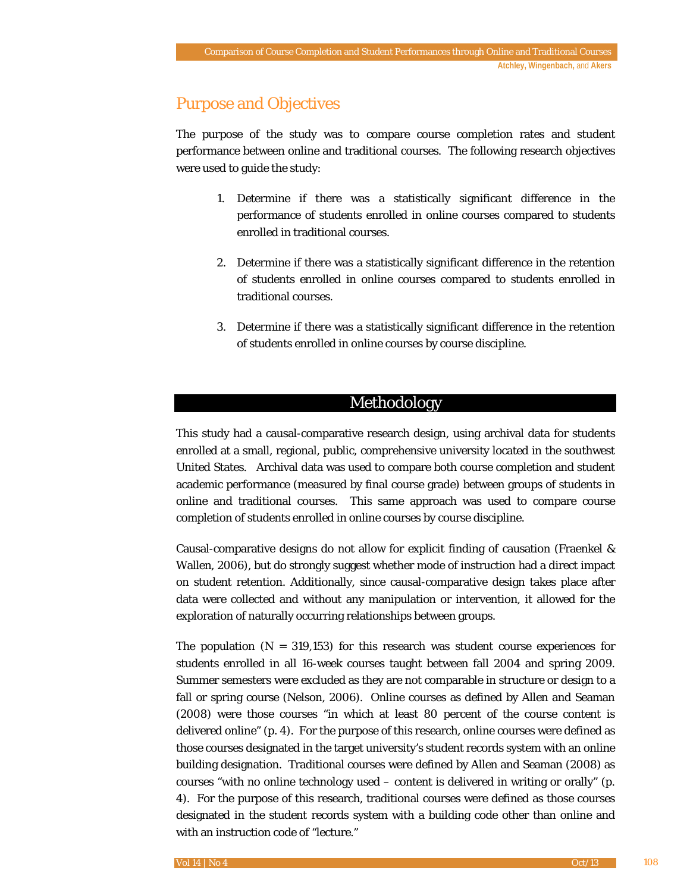## Purpose and Objectives

The purpose of the study was to compare course completion rates and student performance between online and traditional courses. The following research objectives were used to guide the study:

1. Determine if there was a statistically significant difference in the performance of students enrolled in online courses compared to students enrolled in traditional courses.

2. Determine if there was a statistically significant difference in the retention of students enrolled in online courses compared to students enrolled in traditional courses.

3. Determine if there was a statistically significant difference in the retention of students enrolled in online courses by course discipline.

## Methodology

This study had a causal-comparative research design, using archival data for students enrolled at a small, regional, public, comprehensive university located in the southwest United States. Archival data was used to compare both course completion and student academic performance (measured by final course grade) between groups of students in online and traditional courses. This same approach was used to compare course completion of students enrolled in online courses by course discipline.

Causal-comparative designs do not allow for explicit finding of causation (Fraenkel & Wallen, 2006), but do strongly suggest whether mode of instruction had a direct impact on student retention. Additionally, since causal-comparative design takes place after data were collected and without any manipulation or intervention, it allowed for the exploration of naturally occurring relationships between groups.

The population ($N$ = 319,153) for this research was student course experiences for students enrolled in all 16-week courses taught between fall 2004 and spring 2009. Summer semesters were excluded as they are not comparable in structure or design to a fall or spring course (Nelson, 2006). Online courses as defined by Allen and Seaman (2008) were those courses "in which at least 80 percent of the course content is delivered online" (p. 4). For the purpose of this research, online courses were defined as those courses designated in the target university's student records system with an online building designation. Traditional courses were defined by Allen and Seaman (2008) as courses "with no online technology used – content is delivered in writing or orally" (p. 4). For the purpose of this research, traditional courses were defined as those courses designated in the student records system with a building code other than online and with an instruction code of "lecture."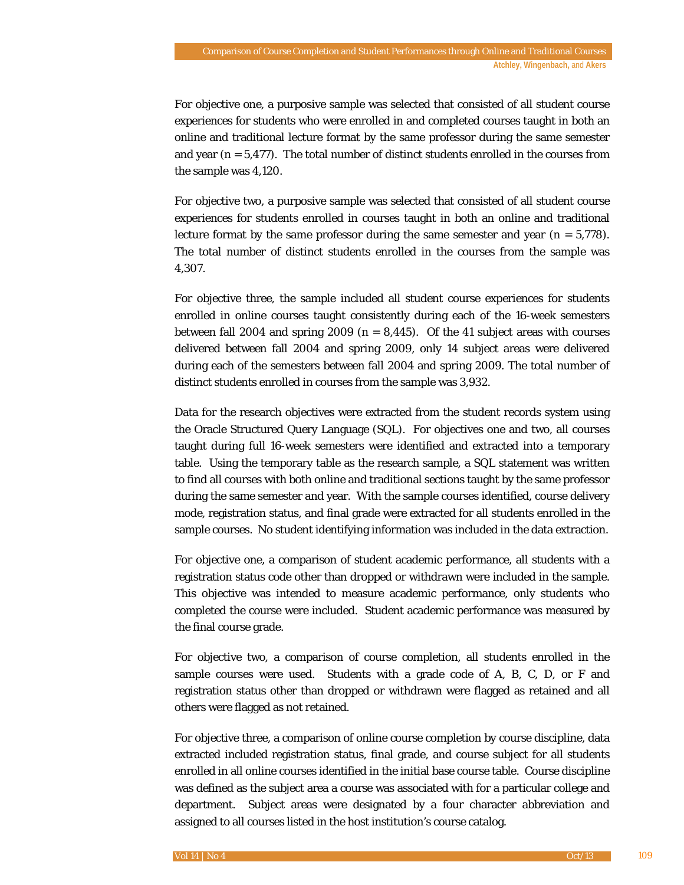For objective one, a purposive sample was selected that consisted of all student course experiences for students who were enrolled in and completed courses taught in both an online and traditional lecture format by the same professor during the same semester and year (n = 5,477). The total number of distinct students enrolled in the courses from the sample was 4,120.

For objective two, a purposive sample was selected that consisted of all student course experiences for students enrolled in courses taught in both an online and traditional lecture format by the same professor during the same semester and year (n = 5,778). The total number of distinct students enrolled in the courses from the sample was 4,307.

For objective three, the sample included all student course experiences for students enrolled in online courses taught consistently during each of the 16-week semesters between fall 2004 and spring 2009 (n = 8,445). Of the 41 subject areas with courses delivered between fall 2004 and spring 2009, only 14 subject areas were delivered during each of the semesters between fall 2004 and spring 2009. The total number of distinct students enrolled in courses from the sample was 3,932.

Data for the research objectives were extracted from the student records system using the Oracle Structured Query Language (SQL). For objectives one and two, all courses taught during full 16-week semesters were identified and extracted into a temporary table. Using the temporary table as the research sample, a SQL statement was written to find all courses with both online and traditional sections taught by the same professor during the same semester and year. With the sample courses identified, course delivery mode, registration status, and final grade were extracted for all students enrolled in the sample courses. No student identifying information was included in the data extraction.

For objective one, a comparison of student academic performance, all students with a registration status code other than dropped or withdrawn were included in the sample. This objective was intended to measure academic performance, only students who completed the course were included. Student academic performance was measured by the final course grade.

For objective two, a comparison of course completion, all students enrolled in the sample courses were used. Students with a grade code of A, B, C, D, or F and registration status other than dropped or withdrawn were flagged as retained and all others were flagged as not retained.

For objective three, a comparison of online course completion by course discipline, data extracted included registration status, final grade, and course subject for all students enrolled in all online courses identified in the initial base course table. Course discipline was defined as the subject area a course was associated with for a particular college and department. Subject areas were designated by a four character abbreviation and assigned to all courses listed in the host institution's course catalog.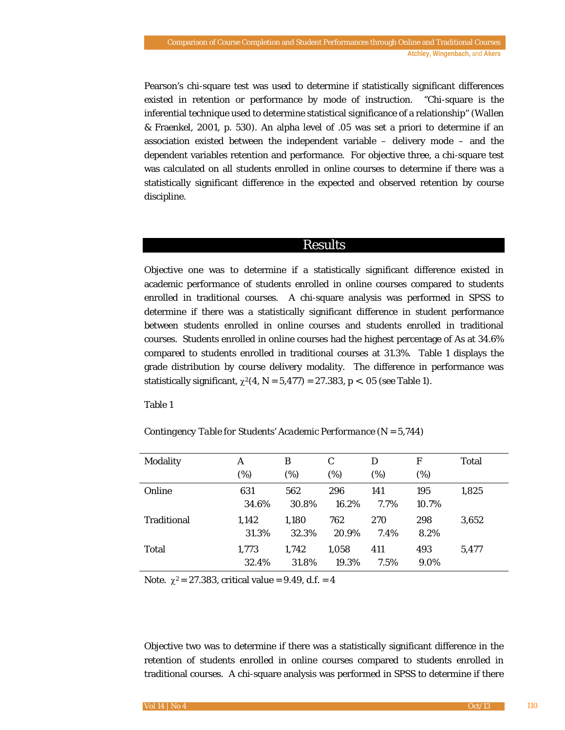Pearson's chi-square test was used to determine if statistically significant differences existed in retention or performance by mode of instruction. "Chi-square is the inferential technique used to determine statistical significance of a relationship" (Wallen & Fraenkel, 2001, p. 530). An alpha level of .05 was set a priori to determine if an association existed between the independent variable – delivery mode – and the dependent variables retention and performance. For objective three, a chi-square test was calculated on all students enrolled in online courses to determine if there was a statistically significant difference in the expected and observed retention by course discipline.

## Results

Objective one was to determine if a statistically significant difference existed in academic performance of students enrolled in online courses compared to students enrolled in traditional courses. A chi-square analysis was performed in SPSS to determine if there was a statistically significant difference in student performance between students enrolled in online courses and students enrolled in traditional courses. Students enrolled in online courses had the highest percentage of As at 34.6% compared to students enrolled in traditional courses at 31.3%. Table 1 displays the grade distribution by course delivery modality. The difference in performance was statistically significant, $\chi^2(4, N = 5{,}477) = 27.383$, $p < .05$ (see Table 1).

Table 1

*Contingency Table for Students' Academic Performance (N = 5,744)*

| Modality | A (%) | B (%) | C (%) | D (%) | F (%) | Total |
|---|---|---|---|---|---|---|
| Online | 631<br>34.6% | 562<br>30.8% | 296<br>16.2% | 141<br>7.7% | 195<br>10.7% | 1,825 |
| Traditional | 1,142<br>31.3% | 1,180<br>32.3% | 762<br>20.9% | 270<br>7.4% | 298<br>8.2% | 3,652 |
| Total | 1,773<br>32.4% | 1,742<br>31.8% | 1,058<br>19.3% | 411<br>7.5% | 493<br>9.0% | 5,477 |

Note. $\chi^2 = 27.383$, critical value = 9.49, d.f. = 4

Objective two was to determine if there was a statistically significant difference in the retention of students enrolled in online courses compared to students enrolled in traditional courses. A chi-square analysis was performed in SPSS to determine if there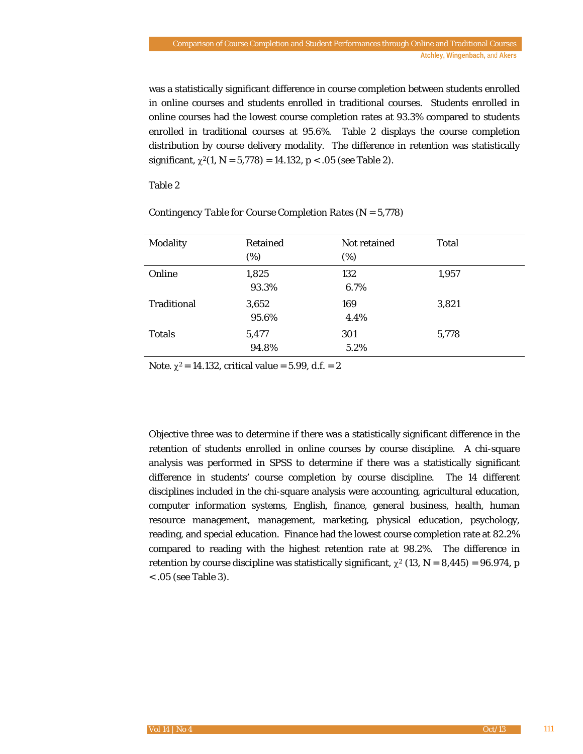was a statistically significant difference in course completion between students enrolled in online courses and students enrolled in traditional courses. Students enrolled in online courses had the lowest course completion rates at 93.3% compared to students enrolled in traditional courses at 95.6%. Table 2 displays the course completion distribution by course delivery modality. The difference in retention was statistically significant, $\chi^2(1, N = 5{,}778) = 14.132$, $p < .05$ (see Table 2).

Table 2

*Contingency Table for Course Completion Rates* (N = 5,778)

| Modality | Retained (%) | Not retained (%) | Total |
|---|---|---|---|
| Online | 1,825<br>93.3% | 132<br>6.7% | 1,957 |
| Traditional | 3,652<br>95.6% | 169<br>4.4% | 3,821 |
| Totals | 5,477<br>94.8% | 301<br>5.2% | 5,778 |

Note. $\chi^2 = 14.132$, critical value = 5.99, d.f. = 2

Objective three was to determine if there was a statistically significant difference in the retention of students enrolled in online courses by course discipline. A chi-square analysis was performed in SPSS to determine if there was a statistically significant difference in students' course completion by course discipline. The 14 different disciplines included in the chi-square analysis were accounting, agricultural education, computer information systems, English, finance, general business, health, human resource management, management, marketing, physical education, psychology, reading, and special education. Finance had the lowest course completion rate at 82.2% compared to reading with the highest retention rate at 98.2%. The difference in retention by course discipline was statistically significant, $\chi^2$ (13, N = 8,445) = 96.974, $p < .05$ (see Table 3).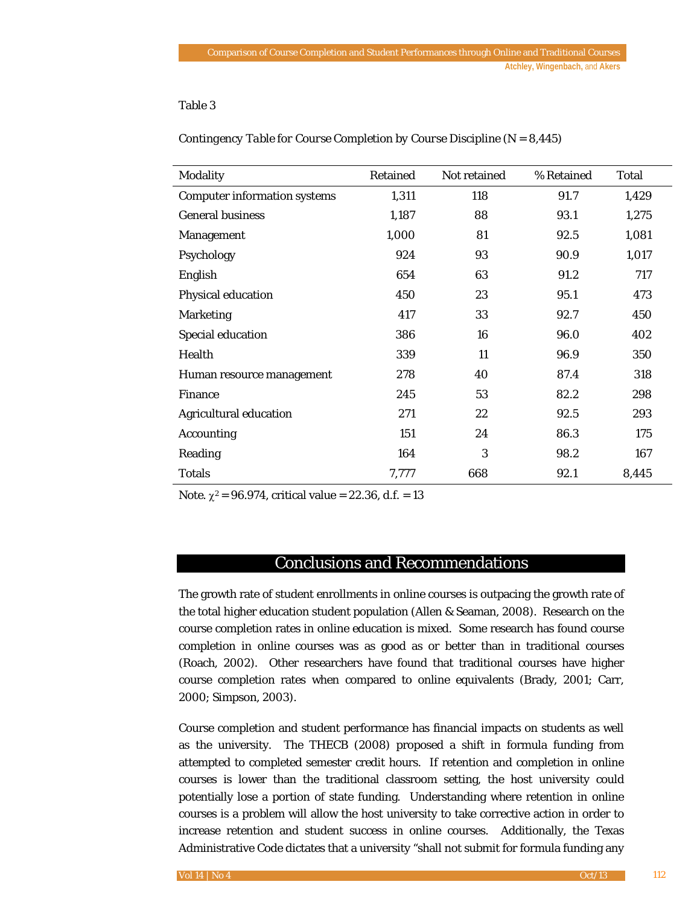Table 3

*Contingency Table for Course Completion by Course Discipline (N = 8,445)*

| Modality | Retained | Not retained | % Retained | Total |
|---|---|---|---|---|
| Computer information systems | 1,311 | 118 | 91.7 | 1,429 |
| General business | 1,187 | 88 | 93.1 | 1,275 |
| Management | 1,000 | 81 | 92.5 | 1,081 |
| Psychology | 924 | 93 | 90.9 | 1,017 |
| English | 654 | 63 | 91.2 | 717 |
| Physical education | 450 | 23 | 95.1 | 473 |
| Marketing | 417 | 33 | 92.7 | 450 |
| Special education | 386 | 16 | 96.0 | 402 |
| Health | 339 | 11 | 96.9 | 350 |
| Human resource management | 278 | 40 | 87.4 | 318 |
| Finance | 245 | 53 | 82.2 | 298 |
| Agricultural education | 271 | 22 | 92.5 | 293 |
| Accounting | 151 | 24 | 86.3 | 175 |
| Reading | 164 | 3 | 98.2 | 167 |
| Totals | 7,777 | 668 | 92.1 | 8,445 |

Note. $\chi^2 = 96.974$, critical value = 22.36, d.f. = 13

## Conclusions and Recommendations

The growth rate of student enrollments in online courses is outpacing the growth rate of the total higher education student population (Allen & Seaman, 2008). Research on the course completion rates in online education is mixed. Some research has found course completion in online courses was as good as or better than in traditional courses (Roach, 2002). Other researchers have found that traditional courses have higher course completion rates when compared to online equivalents (Brady, 2001; Carr, 2000; Simpson, 2003).

Course completion and student performance has financial impacts on students as well as the university. The THECB (2008) proposed a shift in formula funding from attempted to completed semester credit hours. If retention and completion in online courses is lower than the traditional classroom setting, the host university could potentially lose a portion of state funding. Understanding where retention in online courses is a problem will allow the host university to take corrective action in order to increase retention and student success in online courses. Additionally, the Texas Administrative Code dictates that a university "shall not submit for formula funding any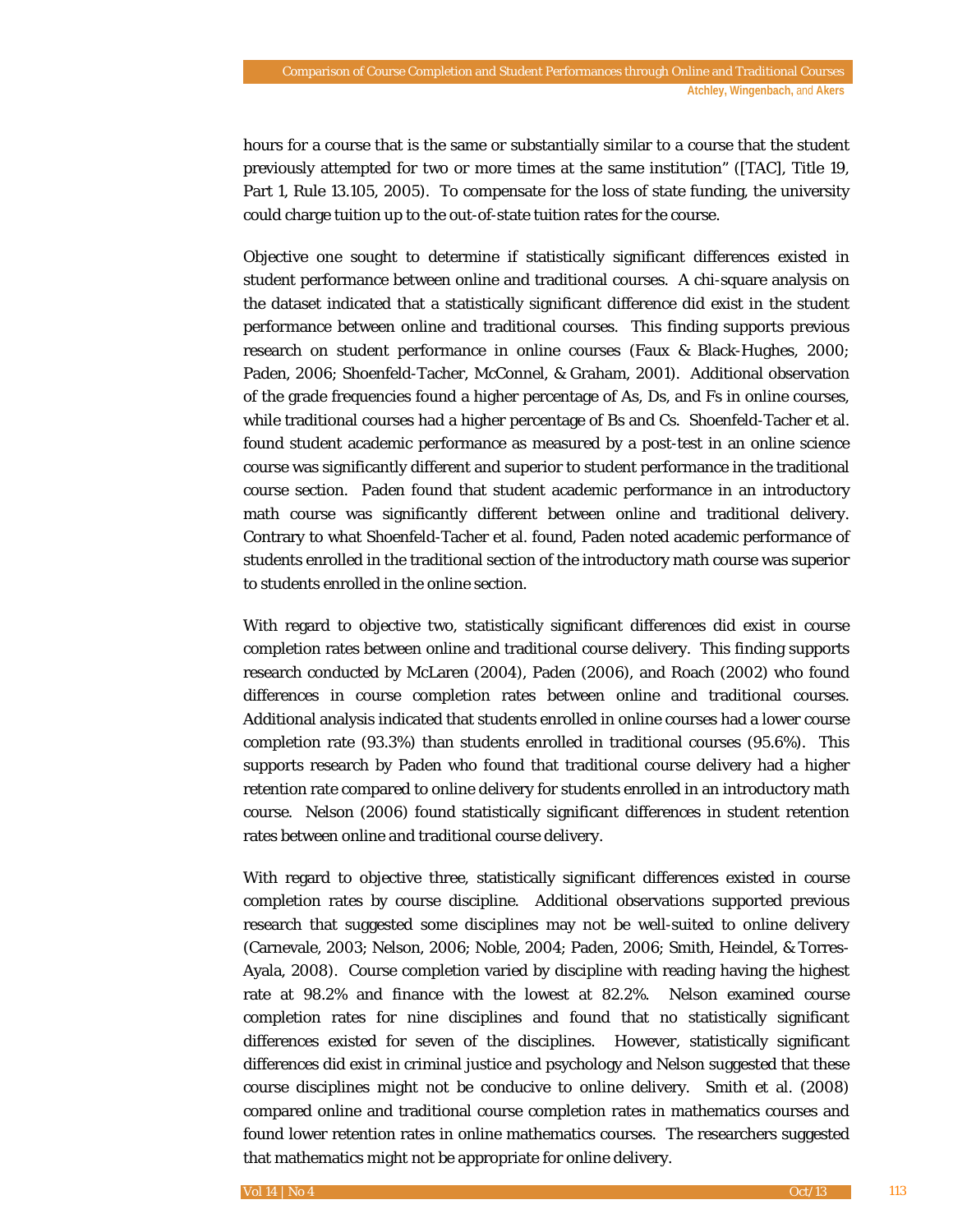hours for a course that is the same or substantially similar to a course that the student previously attempted for two or more times at the same institution" ([TAC], Title 19, Part 1, Rule 13.105, 2005). To compensate for the loss of state funding, the university could charge tuition up to the out-of-state tuition rates for the course.

Objective one sought to determine if statistically significant differences existed in student performance between online and traditional courses. A chi-square analysis on the dataset indicated that a statistically significant difference did exist in the student performance between online and traditional courses. This finding supports previous research on student performance in online courses (Faux & Black-Hughes, 2000; Paden, 2006; Shoenfeld-Tacher, McConnel, & Graham, 2001). Additional observation of the grade frequencies found a higher percentage of As, Ds, and Fs in online courses, while traditional courses had a higher percentage of Bs and Cs. Shoenfeld-Tacher et al. found student academic performance as measured by a post-test in an online science course was significantly different and superior to student performance in the traditional course section. Paden found that student academic performance in an introductory math course was significantly different between online and traditional delivery. Contrary to what Shoenfeld-Tacher et al. found, Paden noted academic performance of students enrolled in the traditional section of the introductory math course was superior to students enrolled in the online section.

With regard to objective two, statistically significant differences did exist in course completion rates between online and traditional course delivery. This finding supports research conducted by McLaren (2004), Paden (2006), and Roach (2002) who found differences in course completion rates between online and traditional courses. Additional analysis indicated that students enrolled in online courses had a lower course completion rate (93.3%) than students enrolled in traditional courses (95.6%). This supports research by Paden who found that traditional course delivery had a higher retention rate compared to online delivery for students enrolled in an introductory math course. Nelson (2006) found statistically significant differences in student retention rates between online and traditional course delivery.

With regard to objective three, statistically significant differences existed in course completion rates by course discipline. Additional observations supported previous research that suggested some disciplines may not be well-suited to online delivery (Carnevale, 2003; Nelson, 2006; Noble, 2004; Paden, 2006; Smith, Heindel, & Torres-Ayala, 2008). Course completion varied by discipline with reading having the highest rate at 98.2% and finance with the lowest at 82.2%. Nelson examined course completion rates for nine disciplines and found that no statistically significant differences existed for seven of the disciplines. However, statistically significant differences did exist in criminal justice and psychology and Nelson suggested that these course disciplines might not be conducive to online delivery. Smith et al. (2008) compared online and traditional course completion rates in mathematics courses and found lower retention rates in online mathematics courses. The researchers suggested that mathematics might not be appropriate for online delivery.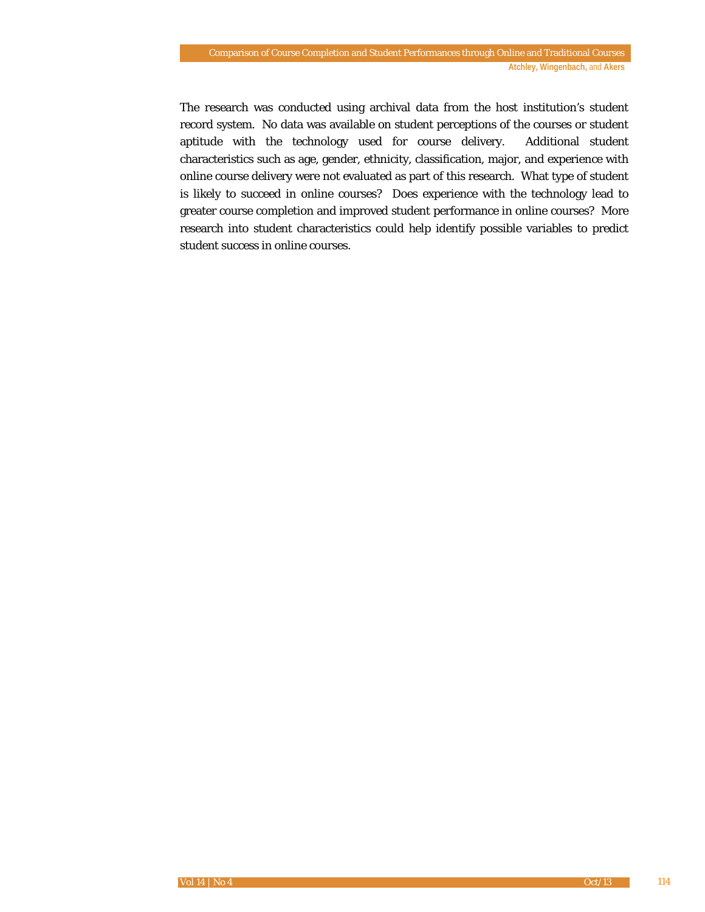The research was conducted using archival data from the host institution's student record system. No data was available on student perceptions of the courses or student aptitude with the technology used for course delivery. Additional student characteristics such as age, gender, ethnicity, classification, major, and experience with online course delivery were not evaluated as part of this research. What type of student is likely to succeed in online courses? Does experience with the technology lead to greater course completion and improved student performance in online courses? More research into student characteristics could help identify possible variables to predict student success in online courses.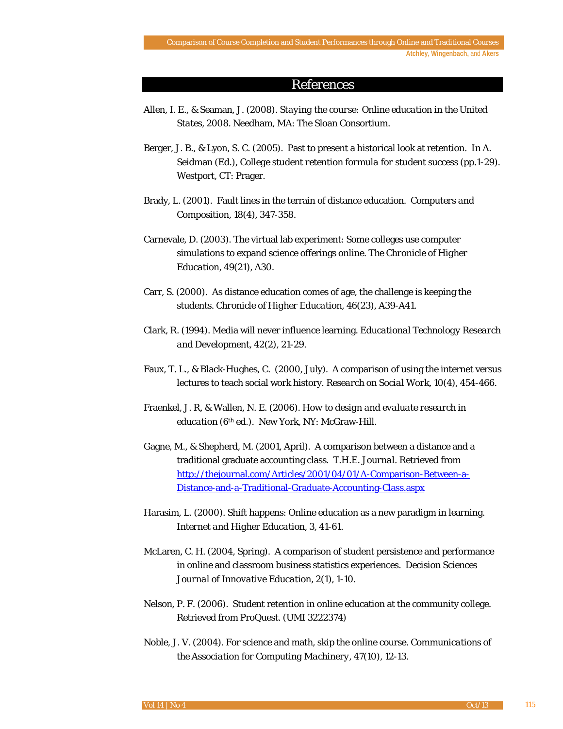# References

Allen, I. E., & Seaman, J. (2008). *Staying the course: Online education in the United States, 2008*. Needham, MA: The Sloan Consortium.

Berger, J. B., & Lyon, S. C. (2005). Past to present a historical look at retention. In A. Seidman (Ed.), *College student retention formula for student success* (pp.1-29). Westport, CT: Prager.

Brady, L. (2001). Fault lines in the terrain of distance education. *Computers and Composition, 18*(4), 347-358.

Carnevale, D. (2003). The virtual lab experiment: Some colleges use computer simulations to expand science offerings online. *The Chronicle of Higher Education, 49*(21), A30.

Carr, S. (2000). As distance education comes of age, the challenge is keeping the students. *Chronicle of Higher Education, 46*(23), A39-A41.

Clark, R. (1994). Media will never influence learning. *Educational Technology Research and Development, 42*(2), 21-29.

Faux, T. L., & Black-Hughes, C. (2000, July). A comparison of using the internet versus lectures to teach social work history. *Research on Social Work, 10*(4), 454-466.

Fraenkel, J. R, & Wallen, N. E. (2006). *How to design and evaluate research in education* (6th ed.). New York, NY: McGraw-Hill.

Gagne, M., & Shepherd, M. (2001, April). A comparison between a distance and a traditional graduate accounting class. *T.H.E. Journal*. Retrieved from http://thejournal.com/Articles/2001/04/01/A-Comparison-Between-a-Distance-and-a-Traditional-Graduate-Accounting-Class.aspx

Harasim, L. (2000). Shift happens: Online education as a new paradigm in learning. *Internet and Higher Education, 3*, 41-61.

McLaren, C. H. (2004, Spring). A comparison of student persistence and performance in online and classroom business statistics experiences. *Decision Sciences Journal of Innovative Education, 2*(1), 1-10.

Nelson, P. F. (2006). Student retention in online education at the community college. Retrieved from ProQuest. (UMI 3222374)

Noble, J. V. (2004). For science and math, skip the online course. *Communications of the Association for Computing Machinery, 47*(10), 12-13.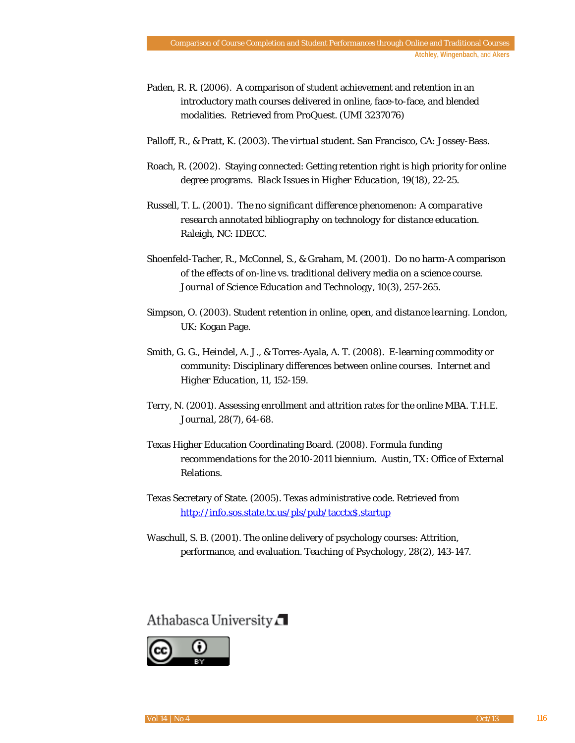Paden, R. R. (2006). A comparison of student achievement and retention in an introductory math courses delivered in online, face-to-face, and blended modalities. Retrieved from ProQuest. (UMI 3237076)

Palloff, R., & Pratt, K. (2003). *The virtual student*. San Francisco, CA: Jossey-Bass.

Roach, R. (2002). Staying connected: Getting retention right is high priority for online degree programs. *Black Issues in Higher Education, 19*(18), 22-25.

Russell, T. L. (2001). *The no significant difference phenomenon: A comparative research annotated bibliography on technology for distance education*. Raleigh, NC: IDECC.

Shoenfeld-Tacher, R., McConnel, S., & Graham, M. (2001). Do no harm-A comparison of the effects of on-line vs. traditional delivery media on a science course. *Journal of Science Education and Technology, 10*(3), 257-265.

Simpson, O. (2003). *Student retention in online, open, and distance learning*. London, UK: Kogan Page.

Smith, G. G., Heindel, A. J., & Torres-Ayala, A. T. (2008). E-learning commodity or community: Disciplinary differences between online courses. *Internet and Higher Education, 11*, 152-159.

Terry, N. (2001). Assessing enrollment and attrition rates for the online MBA. *T.H.E. Journal, 28*(7), 64-68.

Texas Higher Education Coordinating Board. (2008). *Formula funding recommendations for the 2010-2011 biennium*. Austin, TX: Office of External Relations.

Texas Secretary of State. (2005). Texas administrative code. Retrieved from http://info.sos.state.tx.us/pls/pub/tacctx$.startup

Waschull, S. B. (2001). The online delivery of psychology courses: Attrition, performance, and evaluation. *Teaching of Psychology, 28*(2), 143-147.

Athabasca University